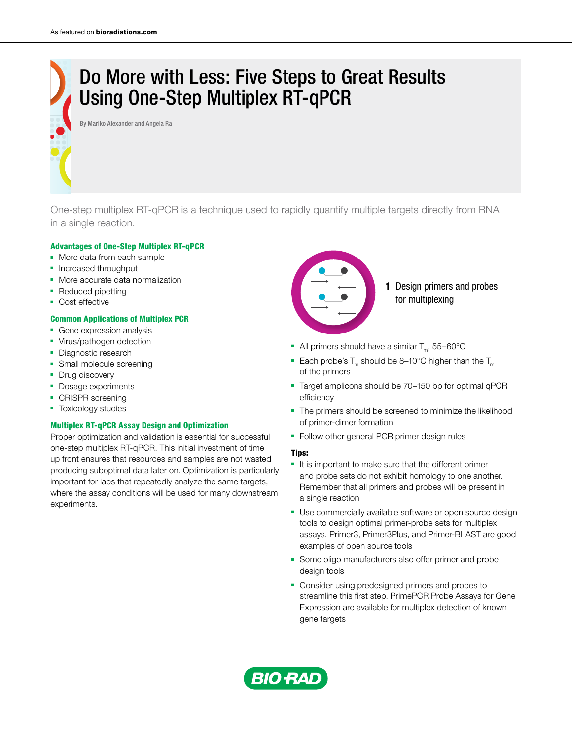# Do More with Less: Five Steps to Great Results Using One-Step Multiplex RT-qPCR

By Mariko Alexander and Angela Ra

One-step multiplex RT-qPCR is a technique used to rapidly quantify multiple targets directly from RNA in a single reaction.

### Advantages of One-Step Multiplex RT-qPCR

- More data from each sample
- Increased throughput
- More accurate data normalization
- Reduced pipetting
- Cost effective

### Common Applications of Multiplex PCR

- Gene expression analysis
- Virus/pathogen detection
- Diagnostic research
- Small molecule screening
- Drug discovery
- Dosage experiments
- CRISPR screening
- Toxicology studies

### Multiplex RT-qPCR Assay Design and Optimization

Proper optimization and validation is essential for successful one-step multiplex RT-qPCR. This initial investment of time up front ensures that resources and samples are not wasted producing suboptimal data later on. Optimization is particularly important for labs that repeatedly analyze the same targets, where the assay conditions will be used for many downstream experiments.

## 1 Design primers and probes for multiplexing

- All primers should have a similar $T_m$, 55–60°C
- Each probe's $T_m$ should be 8–10°C higher than the $T_m$ of the primers
- Target amplicons should be 70–150 bp for optimal qPCR efficiency
- The primers should be screened to minimize the likelihood of primer-dimer formation
- Follow other general PCR primer design rules

**Tips:**

- It is important to make sure that the different primer and probe sets do not exhibit homology to one another. Remember that all primers and probes will be present in a single reaction
- Use commercially available software or open source design tools to design optimal primer-probe sets for multiplex assays. Primer3, Primer3Plus, and Primer-BLAST are good examples of open source tools
- Some oligo manufacturers also offer primer and probe design tools
- Consider using predesigned primers and probes to streamline this first step. PrimePCR Probe Assays for Gene Expression are available for multiplex detection of known gene targets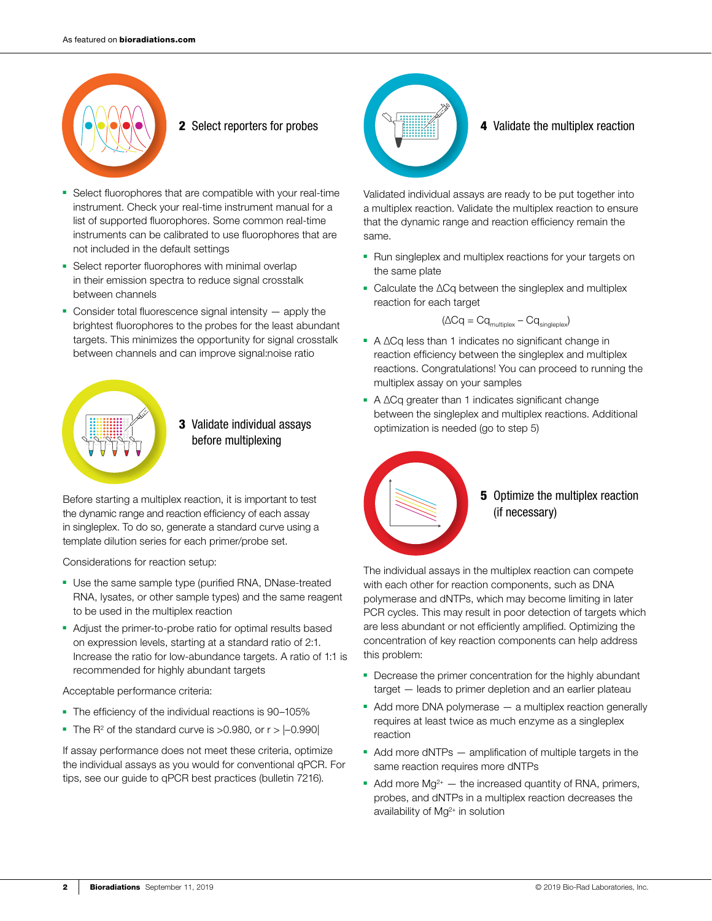## 2 Select reporters for probes

- Select fluorophores that are compatible with your real-time instrument. Check your real-time instrument manual for a list of supported fluorophores. Some common real-time instruments can be calibrated to use fluorophores that are not included in the default settings
- Select reporter fluorophores with minimal overlap in their emission spectra to reduce signal crosstalk between channels
- Consider total fluorescence signal intensity — apply the brightest fluorophores to the probes for the least abundant targets. This minimizes the opportunity for signal crosstalk between channels and can improve signal:noise ratio

## 3 Validate individual assays before multiplexing

Before starting a multiplex reaction, it is important to test the dynamic range and reaction efficiency of each assay in singleplex. To do so, generate a standard curve using a template dilution series for each primer/probe set.

Considerations for reaction setup:

- Use the same sample type (purified RNA, DNase-treated RNA, lysates, or other sample types) and the same reagent to be used in the multiplex reaction
- Adjust the primer-to-probe ratio for optimal results based on expression levels, starting at a standard ratio of 2:1. Increase the ratio for low-abundance targets. A ratio of 1:1 is recommended for highly abundant targets

Acceptable performance criteria:

- The efficiency of the individual reactions is 90–105%
- The $R^2$ of the standard curve is >0.980, or $r > |-0.990|$

If assay performance does not meet these criteria, optimize the individual assays as you would for conventional qPCR. For tips, see our guide to qPCR best practices (bulletin 7216).

## 4 Validate the multiplex reaction

Validated individual assays are ready to be put together into a multiplex reaction. Validate the multiplex reaction to ensure that the dynamic range and reaction efficiency remain the same.

- Run singleplex and multiplex reactions for your targets on the same plate
- Calculate the ΔCq between the singleplex and multiplex reaction for each target

$$(\Delta Cq = Cq_{multiplex} - Cq_{singleplex})$$

- A ΔCq less than 1 indicates no significant change in reaction efficiency between the singleplex and multiplex reactions. Congratulations! You can proceed to running the multiplex assay on your samples
- A ΔCq greater than 1 indicates significant change between the singleplex and multiplex reactions. Additional optimization is needed (go to step 5)

## 5 Optimize the multiplex reaction (if necessary)

The individual assays in the multiplex reaction can compete with each other for reaction components, such as DNA polymerase and dNTPs, which may become limiting in later PCR cycles. This may result in poor detection of targets which are less abundant or not efficiently amplified. Optimizing the concentration of key reaction components can help address this problem:

- Decrease the primer concentration for the highly abundant target — leads to primer depletion and an earlier plateau
- Add more DNA polymerase — a multiplex reaction generally requires at least twice as much enzyme as a singleplex reaction
- Add more dNTPs — amplification of multiple targets in the same reaction requires more dNTPs
- Add more $Mg^{2+}$ — the increased quantity of RNA, primers, probes, and dNTPs in a multiplex reaction decreases the availability of $Mg^{2+}$ in solution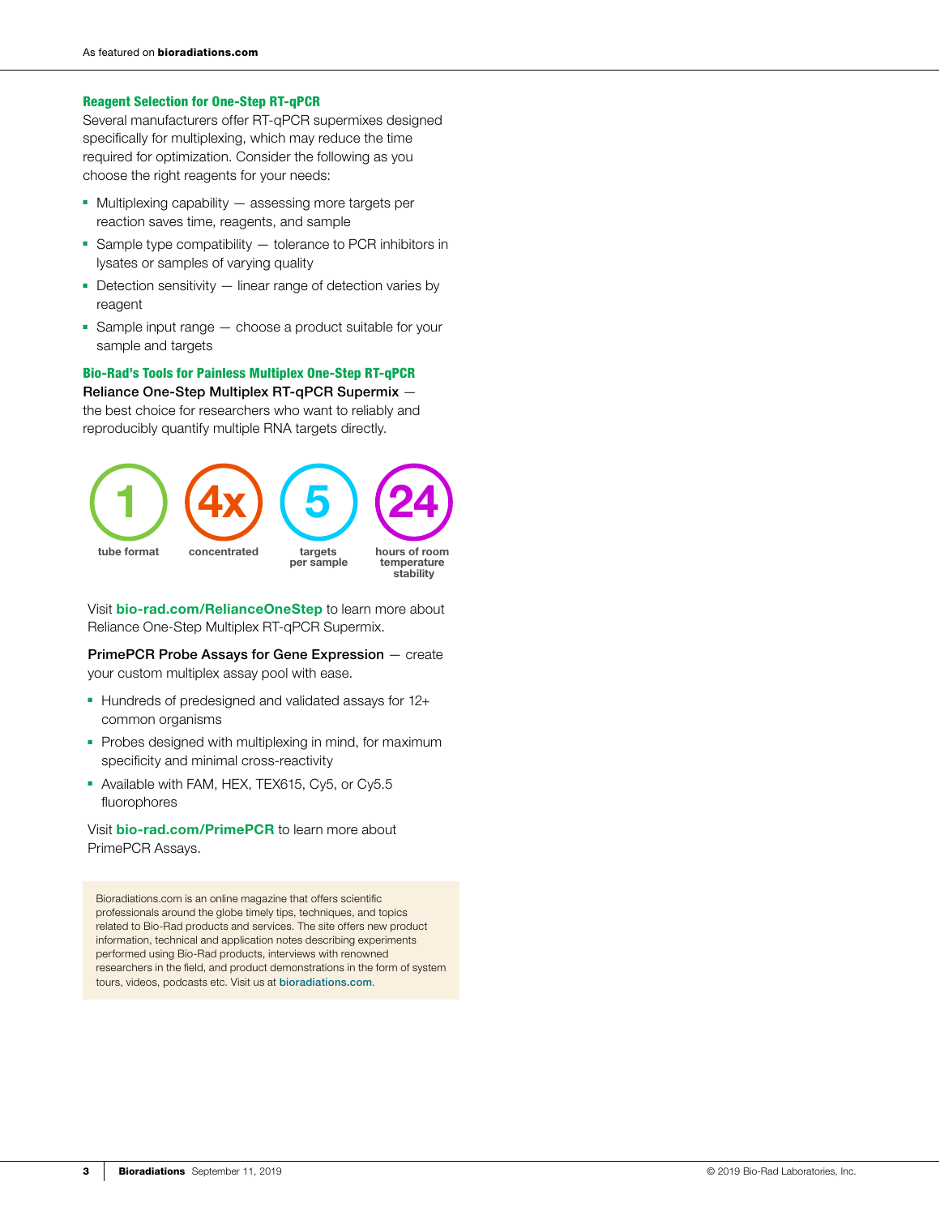### Reagent Selection for One-Step RT-qPCR

Several manufacturers offer RT-qPCR supermixes designed specifically for multiplexing, which may reduce the time required for optimization. Consider the following as you choose the right reagents for your needs:

- Multiplexing capability — assessing more targets per reaction saves time, reagents, and sample
- Sample type compatibility — tolerance to PCR inhibitors in lysates or samples of varying quality
- Detection sensitivity — linear range of detection varies by reagent
- Sample input range — choose a product suitable for your sample and targets

### Bio-Rad's Tools for Painless Multiplex One-Step RT-qPCR

**Reliance One-Step Multiplex RT-qPCR Supermix** — the best choice for researchers who want to reliably and reproducibly quantify multiple RNA targets directly.

- **1** tube format
- **4x** concentrated
- **5** targets per sample
- **24** hours of room temperature stability

Visit **bio-rad.com/RelianceOneStep** to learn more about Reliance One-Step Multiplex RT-qPCR Supermix.

**PrimePCR Probe Assays for Gene Expression** — create your custom multiplex assay pool with ease.

- Hundreds of predesigned and validated assays for 12+ common organisms
- Probes designed with multiplexing in mind, for maximum specificity and minimal cross-reactivity
- Available with FAM, HEX, TEX615, Cy5, or Cy5.5 fluorophores

Visit **bio-rad.com/PrimePCR** to learn more about PrimePCR Assays.

Bioradiations.com is an online magazine that offers scientific professionals around the globe timely tips, techniques, and topics related to Bio-Rad products and services. The site offers new product information, technical and application notes describing experiments performed using Bio-Rad products, interviews with renowned researchers in the field, and product demonstrations in the form of system tours, videos, podcasts etc. Visit us at bioradiations.com.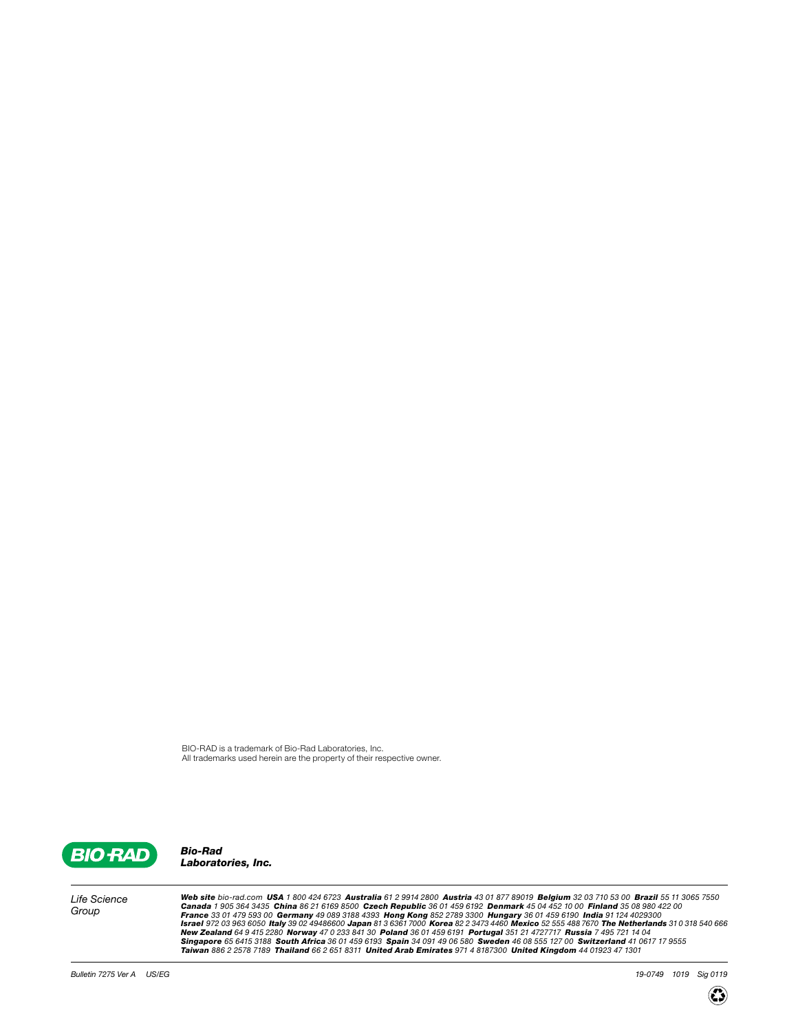BIO-RAD is a trademark of Bio-Rad Laboratories, Inc.
All trademarks used herein are the property of their respective owner.

***Bio-Rad Laboratories, Inc.***

*Life Science Group*

***Web site*** *bio-rad.com* ***USA*** *1 800 424 6723* ***Australia*** *61 2 9914 2800* ***Austria*** *43 01 877 89019* ***Belgium*** *32 03 710 53 00* ***Brazil*** *55 11 3065 7550* ***Canada*** *1 905 364 3435* ***China*** *86 21 6169 8500* ***Czech Republic*** *36 01 459 6192* ***Denmark*** *45 04 452 10 00* ***Finland*** *35 08 980 422 00* ***France*** *33 01 479 593 00* ***Germany*** *49 089 3188 4393* ***Hong Kong*** *852 2789 3300* ***Hungary*** *36 01 459 6190* ***India*** *91 124 4029300* ***Israel*** *972 03 963 6050* ***Italy*** *39 02 49486600* ***Japan*** *81 3 6361 7000* ***Korea*** *82 2 3473 4460* ***Mexico*** *52 555 488 7670* ***The Netherlands*** *31 0 318 540 666* ***New Zealand*** *64 9 415 2280* ***Norway*** *47 0 233 841 30* ***Poland*** *36 01 459 6191* ***Portugal*** *351 21 4727717* ***Russia*** *7 495 721 14 04* ***Singapore*** *65 6415 3188* ***South Africa*** *36 01 459 6193* ***Spain*** *34 091 49 06 580* ***Sweden*** *46 08 555 127 00* ***Switzerland*** *41 0617 17 9555* ***Taiwan*** *886 2 2578 7189* ***Thailand*** *66 2 651 8311* ***United Arab Emirates*** *971 4 8187300* ***United Kingdom*** *44 01923 47 1301*

*Bulletin 7275 Ver A US/EG*

*19-0749 1019 Sig 0119*